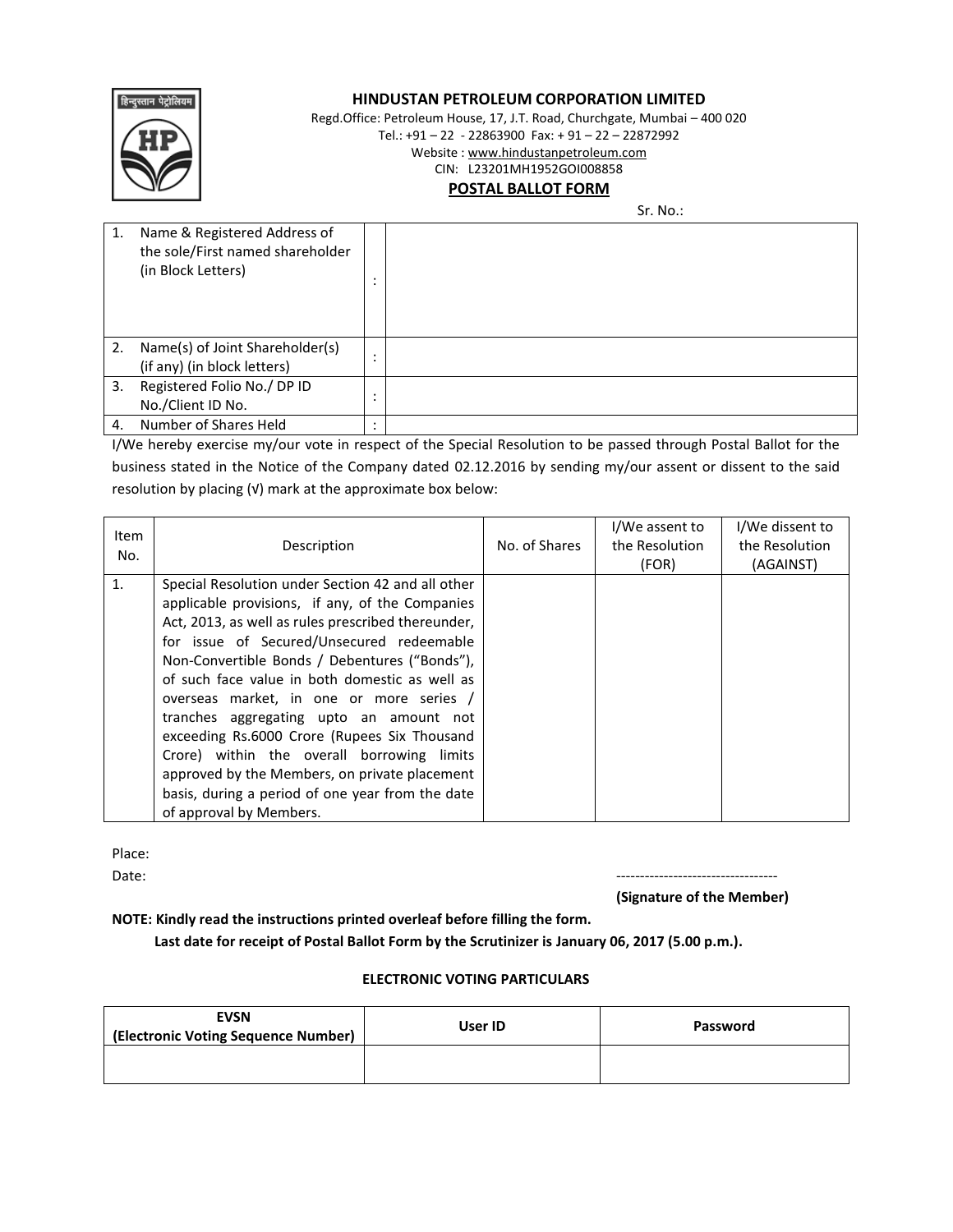# HINDUSTAN PETROLEUM CORPORATION LIMITED

Regd.Office: Petroleum House, 17, J.T. Road, Churchgate, Mumbai – 400 020
Tel.: +91 – 22 - 22863900 Fax: + 91 – 22 – 22872992
Website : www.hindustanpetroleum.com
CIN: L23201MH1952GOI008858

## POSTAL BALLOT FORM

Sr. No.:

| | | | |
|---|---|---|---|
| 1. | Name & Registered Address of the sole/First named shareholder (in Block Letters) | : | |
| 2. | Name(s) of Joint Shareholder(s) (if any) (in block letters) | : | |
| 3. | Registered Folio No./ DP ID No./Client ID No. | : | |
| 4. | Number of Shares Held | : | |

I/We hereby exercise my/our vote in respect of the Special Resolution to be passed through Postal Ballot for the business stated in the Notice of the Company dated 02.12.2016 by sending my/our assent or dissent to the said resolution by placing (√) mark at the approximate box below:

| Item No. | Description | No. of Shares | I/We assent to the Resolution (FOR) | I/We dissent to the Resolution (AGAINST) |
|---|---|---|---|---|
| 1. | Special Resolution under Section 42 and all other applicable provisions, if any, of the Companies Act, 2013, as well as rules prescribed thereunder, for issue of Secured/Unsecured redeemable Non-Convertible Bonds / Debentures ("Bonds"), of such face value in both domestic as well as overseas market, in one or more series / tranches aggregating upto an amount not exceeding Rs.6000 Crore (Rupees Six Thousand Crore) within the overall borrowing limits approved by the Members, on private placement basis, during a period of one year from the date of approval by Members. | | | |

Place:

Date:

----------------------------------
**(Signature of the Member)**

**NOTE: Kindly read the instructions printed overleaf before filling the form.**

**Last date for receipt of Postal Ballot Form by the Scrutinizer is January 06, 2017 (5.00 p.m.).**

### ELECTRONIC VOTING PARTICULARS

| EVSN (Electronic Voting Sequence Number) | User ID | Password |
|---|---|---|
| | | |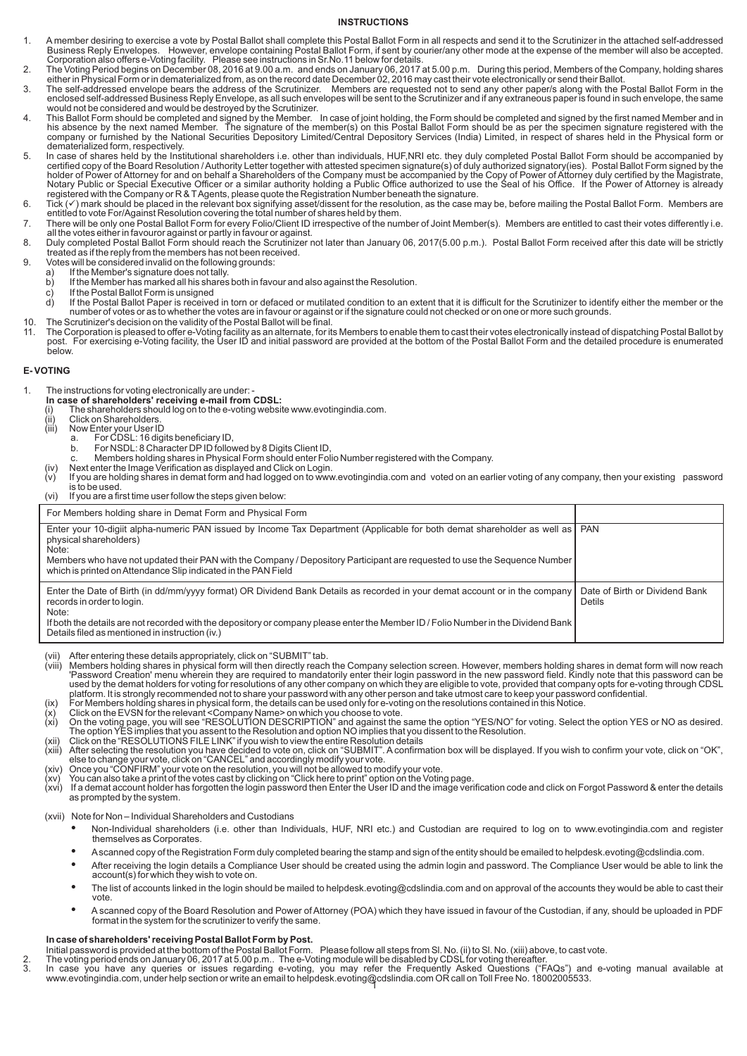## INSTRUCTIONS

1. A member desiring to exercise a vote by Postal Ballot shall complete this Postal Ballot Form in all respects and send it to the Scrutinizer in the attached self-addressed Business Reply Envelopes. However, envelope containing Postal Ballot Form, if sent by courier/any other mode at the expense of the member will also be accepted. Corporation also offers e-Voting facility. Please see instructions in Sr.No.11 below for details.
2. The Voting Period begins on December 08, 2016 at 9.00 a.m. and ends on January 06, 2017 at 5.00 p.m. During this period, Members of the Company, holding shares either in Physical Form or in dematerialized from, as on the record date December 02, 2016 may cast their vote electronically or send their Ballot.
3. The self-addressed envelope bears the address of the Scrutinizer. Members are requested not to send any other paper/s along with the Postal Ballot Form in the enclosed self-addressed Business Reply Envelope, as all such envelopes will be sent to the Scrutinizer and if any extraneous paper is found in such envelope, the same would not be considered and would be destroyed by the Scrutinizer.
4. This Ballot Form should be completed and signed by the Member. In case of joint holding, the Form should be completed and signed by the first named Member and in his absence by the next named Member. The signature of the member(s) on this Postal Ballot Form should be as per the specimen signature registered with the company or furnished by the National Securities Depository Limited/Central Depository Services (India) Limited, in respect of shares held in the Physical form or dematerialized form, respectively.
5. In case of shares held by the Institutional shareholders i.e. other than individuals, HUF,NRI etc. they duly completed Postal Ballot Form should be accompanied by certified copy of the Board Resolution / Authority Letter together with attested specimen signature(s) of duly authorized signatory(ies). Postal Ballot Form signed by the holder of Power of Attorney for and on behalf a Shareholders of the Company must be accompanied by the Copy of Power of Attorney duly certified by the Magistrate, Notary Public or Special Executive Officer or a similar authority holding a Public Office authorized to use the Seal of his Office. If the Power of Attorney is already registered with the Company or R & T Agents, please quote the Registration Number beneath the signature.
6. Tick (✓) mark should be placed in the relevant box signifying asset/dissent for the resolution, as the case may be, before mailing the Postal Ballot Form. Members are entitled to vote For/Against Resolution covering the total number of shares held by them.
7. There will be only one Postal Ballot Form for every Folio/Client ID irrespective of the number of Joint Member(s). Members are entitled to cast their votes differently i.e. all the votes either in favour or against or partly in favour or against.
8. Duly completed Postal Ballot Form should reach the Scrutinizer not later than January 06, 2017(5.00 p.m.). Postal Ballot Form received after this date will be strictly treated as if the reply from the members has not been received.
9. Votes will be considered invalid on the following grounds:
   a) If the Member's signature does not tally.
   b) If the Member has marked all his shares both in favour and also against the Resolution.
   c) If the Postal Ballot Form is unsigned
   d) If the Postal Ballot Paper is received in torn or defaced or mutilated condition to an extent that it is difficult for the Scrutinizer to identify either the member or the number of votes or as to whether the votes are in favour or against or if the signature could not checked or on one or more such grounds.
10. The Scrutinizer's decision on the validity of the Postal Ballot will be final.
11. The Corporation is pleased to offer e-Voting facility as an alternate, for its Members to enable them to cast their votes electronically instead of dispatching Postal Ballot by post. For exercising e-Voting facility, the User ID and initial password are provided at the bottom of the Postal Ballot Form and the detailed procedure is enumerated below.

## E- VOTING

1. The instructions for voting electronically are under: -

   **In case of shareholders' receiving e-mail from CDSL:**

   (i) The shareholders should log on to the e-voting website www.evotingindia.com.

   (ii) Click on Shareholders.

   (iii) Now Enter your User ID
   - a. For CDSL: 16 digits beneficiary ID,
   - b. For NSDL: 8 Character DP ID followed by 8 Digits Client ID,
   - c. Members holding shares in Physical Form should enter Folio Number registered with the Company.

   (iv) Next enter the Image Verification as displayed and Click on Login.

   (v) If you are holding shares in demat form and had logged on to www.evotingindia.com and voted on an earlier voting of any company, then your existing password is to be used.

   (vi) If you are a first time user follow the steps given below:

| For Members holding share in Demat Form and Physical Form | |
|---|---|
| Enter your 10-digiit alpha-numeric PAN issued by Income Tax Department (Applicable for both demat shareholder as well as physical shareholders)<br>Note:<br>Members who have not updated their PAN with the Company / Depository Participant are requested to use the Sequence Number which is printed on Attendance Slip indicated in the PAN Field | PAN |
| Enter the Date of Birth (in dd/mm/yyyy format) OR Dividend Bank Details as recorded in your demat account or in the company records in order to login.<br>Note:<br>If both the details are not recorded with the depository or company please enter the Member ID / Folio Number in the Dividend Bank Details filed as mentioned in instruction (iv.) | Date of Birth or Dividend Bank Detils |

   (vii) After entering these details appropriately, click on "SUBMIT" tab.

   (viii) Members holding shares in physical form will then directly reach the Company selection screen. However, members holding shares in demat form will now reach 'Password Creation' menu wherein they are required to mandatorily enter their login password in the new password field. Kindly note that this password can be used by the demat holders for voting for resolutions of any other company on which they are eligible to vote, provided that company opts for e-voting through CDSL platform. It is strongly recommended not to share your password with any other person and take utmost care to keep your password confidential.

   (ix) For Members holding shares in physical form, the details can be used only for e-voting on the resolutions contained in this Notice.

   (x) Click on the EVSN for the relevant <Company Name> on which you choose to vote.

   (xi) On the voting page, you will see "RESOLUTION DESCRIPTION" and against the same the option "YES/NO" for voting. Select the option YES or NO as desired. The option YES implies that you assent to the Resolution and option NO implies that you dissent to the Resolution.

   (xii) Click on the "RESOLUTIONS FILE LINK" if you wish to view the entire Resolution details

   (xiii) After selecting the resolution you have decided to vote on, click on "SUBMIT". A confirmation box will be displayed. If you wish to confirm your vote, click on "OK", else to change your vote, click on "CANCEL" and accordingly modify your vote.

   (xiv) Once you "CONFIRM" your vote on the resolution, you will not be allowed to modify your vote.

   (xv) You can also take a print of the votes cast by clicking on "Click here to print" option on the Voting page.

   (xvi) If a demat account holder has forgotten the login password then Enter the User ID and the image verification code and click on Forgot Password & enter the details as prompted by the system.

   (xvii) Note for Non – Individual Shareholders and Custodians
   - Non-Individual shareholders (i.e. other than Individuals, HUF, NRI etc.) and Custodian are required to log on to www.evotingindia.com and register themselves as Corporates.
   - A scanned copy of the Registration Form duly completed bearing the stamp and sign of the entity should be emailed to helpdesk.evoting@cdslindia.com.
   - After receiving the login details a Compliance User should be created using the admin login and password. The Compliance User would be able to link the account(s) for which they wish to vote on.
   - The list of accounts linked in the login should be mailed to helpdesk.evoting@cdslindia.com and on approval of the accounts they would be able to cast their vote.
   - A scanned copy of the Board Resolution and Power of Attorney (POA) which they have issued in favour of the Custodian, if any, should be uploaded in PDF format in the system for the scrutinizer to verify the same.

   **In case of shareholders' receiving Postal Ballot Form by Post.**

   Initial password is provided at the bottom of the Postal Ballot Form. Please follow all steps from Sl. No. (ii) to Sl. No. (xiii) above, to cast vote.

2. The voting period ends on January 06, 2017 at 5.00 p.m.. The e-Voting module will be disabled by CDSL for voting thereafter.
3. In case you have any queries or issues regarding e-voting, you may refer the Frequently Asked Questions ("FAQs") and e-voting manual available at www.evotingindia.com, under help section or write an email to helpdesk.evoting@cdslindia.com OR call on Toll Free No. 18002005533.